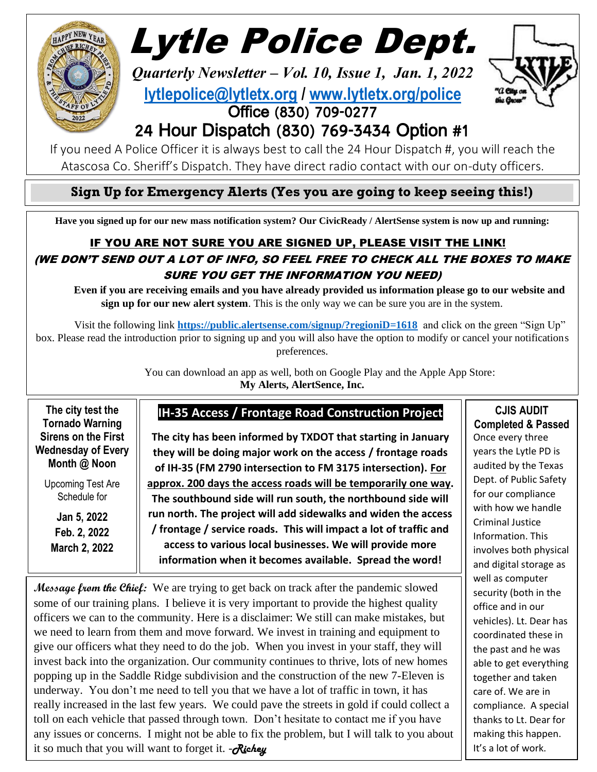# Lytle Police Dept.

*Quarterly Newsletter – Vol. 10, Issue 1, Jan. 1, 2022*

**lytlepolice@lytletx.org / www.lytletx.org/police**

Office (830) 709-0277

## 24 Hour Dispatch (830) 769-3434 Option #1

If you need A Police Officer it is always best to call the 24 Hour Dispatch #, you will reach the Atascosa Co. Sheriff's Dispatch. They have direct radio contact with our on-duty officers.

## Sign Up for Emergency Alerts (Yes you are going to keep seeing this!)

**Have you signed up for our new mass notification system? Our CivicReady / AlertSense system is now up and running:**

**IF YOU ARE NOT SURE YOU ARE SIGNED UP, PLEASE VISIT THE LINK!**

***(WE DON'T SEND OUT A LOT OF INFO, SO FEEL FREE TO CHECK ALL THE BOXES TO MAKE SURE YOU GET THE INFORMATION YOU NEED)***

**Even if you are receiving emails and you have already provided us information please go to our website and sign up for our new alert system**. This is the only way we can be sure you are in the system.

Visit the following link **https://public.alertsense.com/signup/?regioniD=1618** and click on the green "Sign Up" box. Please read the introduction prior to signing up and you will also have the option to modify or cancel your notifications preferences.

You can download an app as well, both on Google Play and the Apple App Store:
**My Alerts, AlertSence, Inc.**

**The city test the Tornado Warning Sirens on the First Wednesday of Every Month @ Noon**

Upcoming Test Are Schedule for

**Jan 5, 2022**
**Feb. 2, 2022**
**March 2, 2022**

## IH-35 Access / Frontage Road Construction Project

**The city has been informed by TXDOT that starting in January they will be doing major work on the access / frontage roads of IH-35 (FM 2790 intersection to FM 3175 intersection). <u>For approx. 200 days the access roads will be temporarily one way</u>. The southbound side will run south, the northbound side will run north. The project will add sidewalks and widen the access / frontage / service roads. This will impact a lot of traffic and access to various local businesses. We will provide more information when it becomes available. Spread the word!**

## CJIS AUDIT Completed & Passed

Once every three years the Lytle PD is audited by the Texas Dept. of Public Safety for our compliance with how we handle Criminal Justice Information. This involves both physical and digital storage as well as computer security (both in the office and in our vehicles). Lt. Dear has coordinated these in the past and he was able to get everything together and taken care of. We are in compliance. A special thanks to Lt. Dear for making this happen. It's a lot of work.

***Message from the Chief:*** We are trying to get back on track after the pandemic slowed some of our training plans. I believe it is very important to provide the highest quality officers we can to the community. Here is a disclaimer: We still can make mistakes, but we need to learn from them and move forward. We invest in training and equipment to give our officers what they need to do the job. When you invest in your staff, they will invest back into the organization. Our community continues to thrive, lots of new homes popping up in the Saddle Ridge subdivision and the construction of the new 7-Eleven is underway. You don't me need to tell you that we have a lot of traffic in town, it has really increased in the last few years. We could pave the streets in gold if could collect a toll on each vehicle that passed through town. Don't hesitate to contact me if you have any issues or concerns. I might not be able to fix the problem, but I will talk to you about it so much that you will want to forget it. -***Richey***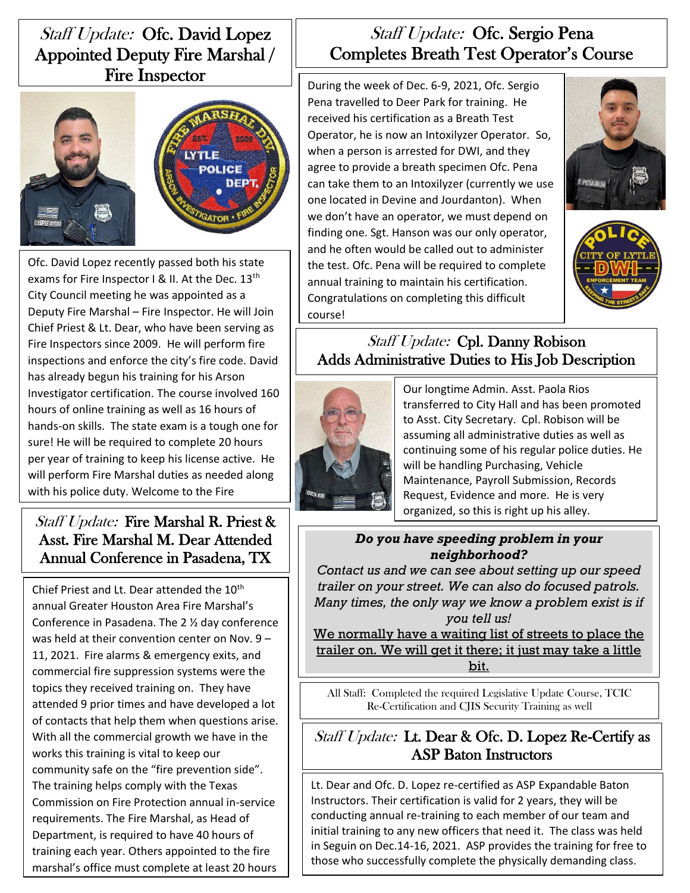## *Staff Update:* Ofc. David Lopez Appointed Deputy Fire Marshal / Fire Inspector

Ofc. David Lopez recently passed both his state exams for Fire Inspector I & II. At the Dec. 13th City Council meeting he was appointed as a Deputy Fire Marshal – Fire Inspector. He will Join Chief Priest & Lt. Dear, who have been serving as Fire Inspectors since 2009. He will perform fire inspections and enforce the city's fire code. David has already begun his training for his Arson Investigator certification. The course involved 160 hours of online training as well as 16 hours of hands-on skills. The state exam is a tough one for sure! He will be required to complete 20 hours per year of training to keep his license active. He will perform Fire Marshal duties as needed along with his police duty. Welcome to the Fire

## *Staff Update:* Fire Marshal R. Priest & Asst. Fire Marshal M. Dear Attended Annual Conference in Pasadena, TX

Chief Priest and Lt. Dear attended the 10th annual Greater Houston Area Fire Marshal's Conference in Pasadena. The 2 ½ day conference was held at their convention center on Nov. 9 – 11, 2021. Fire alarms & emergency exits, and commercial fire suppression systems were the topics they received training on. They have attended 9 prior times and have developed a lot of contacts that help them when questions arise. With all the commercial growth we have in the works this training is vital to keep our community safe on the "fire prevention side". The training helps comply with the Texas Commission on Fire Protection annual in-service requirements. The Fire Marshal, as Head of Department, is required to have 40 hours of training each year. Others appointed to the fire marshal's office must complete at least 20 hours

## *Staff Update:* Ofc. Sergio Pena Completes Breath Test Operator's Course

During the week of Dec. 6-9, 2021, Ofc. Sergio Pena travelled to Deer Park for training. He received his certification as a Breath Test Operator, he is now an Intoxilyzer Operator. So, when a person is arrested for DWI, and they agree to provide a breath specimen Ofc. Pena can take them to an Intoxilyzer (currently we use one located in Devine and Jourdanton). When we don't have an operator, we must depend on finding one. Sgt. Hanson was our only operator, and he often would be called out to administer the test. Ofc. Pena will be required to complete annual training to maintain his certification. Congratulations on completing this difficult course!

## *Staff Update:* Cpl. Danny Robison Adds Administrative Duties to His Job Description

Our longtime Admin. Asst. Paola Rios transferred to City Hall and has been promoted to Asst. City Secretary. Cpl. Robison will be assuming all administrative duties as well as continuing some of his regular police duties. He will be handling Purchasing, Vehicle Maintenance, Payroll Submission, Records Request, Evidence and more. He is very organized, so this is right up his alley.

***Do you have speeding problem in your neighborhood?***

*Contact us and we can see about setting up our speed trailer on your street. We can also do focused patrols. Many times, the only way we know a problem exist is if you tell us!*

We normally have a waiting list of streets to place the trailer on. We will get it there; it just may take a little bit.

All Staff: Completed the required Legislative Update Course, TCIC Re-Certification and CJIS Security Training as well

## *Staff Update:* Lt. Dear & Ofc. D. Lopez Re-Certify as ASP Baton Instructors

Lt. Dear and Ofc. D. Lopez re-certified as ASP Expandable Baton Instructors. Their certification is valid for 2 years, they will be conducting annual re-training to each member of our team and initial training to any new officers that need it. The class was held in Seguin on Dec.14-16, 2021. ASP provides the training for free to those who successfully complete the physically demanding class.